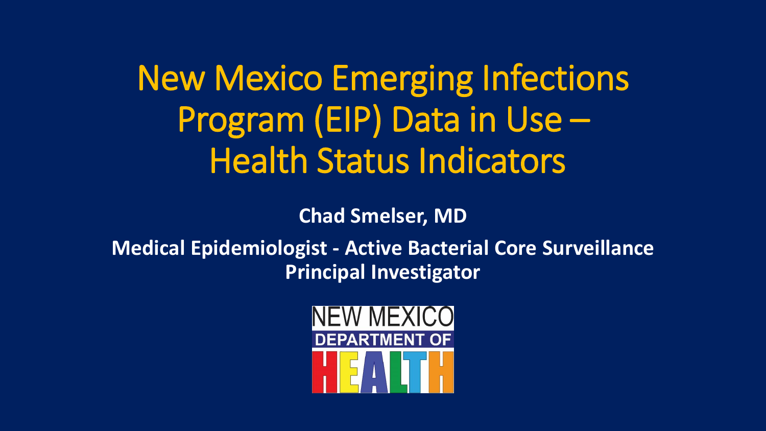# New Mexico Emerging Infections Program (EIP) Data in Use – Health Status Indicators

**Chad Smelser, MD**

**Medical Epidemiologist - Active Bacterial Core Surveillance Principal Investigator**

NEW MEXICO DEPARTMENT OF HEALTH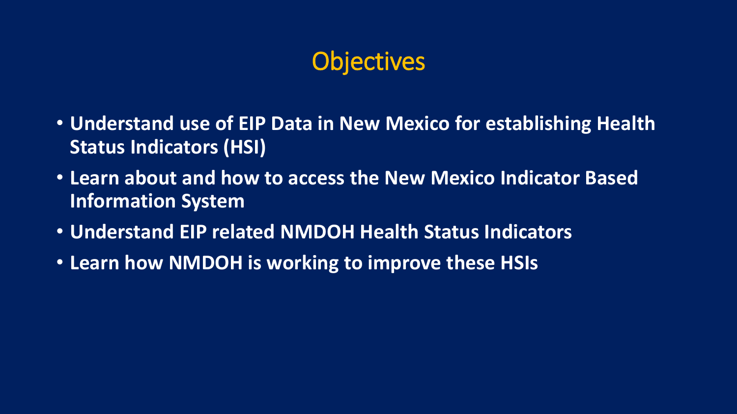# Objectives

- **Understand use of EIP Data in New Mexico for establishing Health Status Indicators (HSI)**
- **Learn about and how to access the New Mexico Indicator Based Information System**
- **Understand EIP related NMDOH Health Status Indicators**
- **Learn how NMDOH is working to improve these HSIs**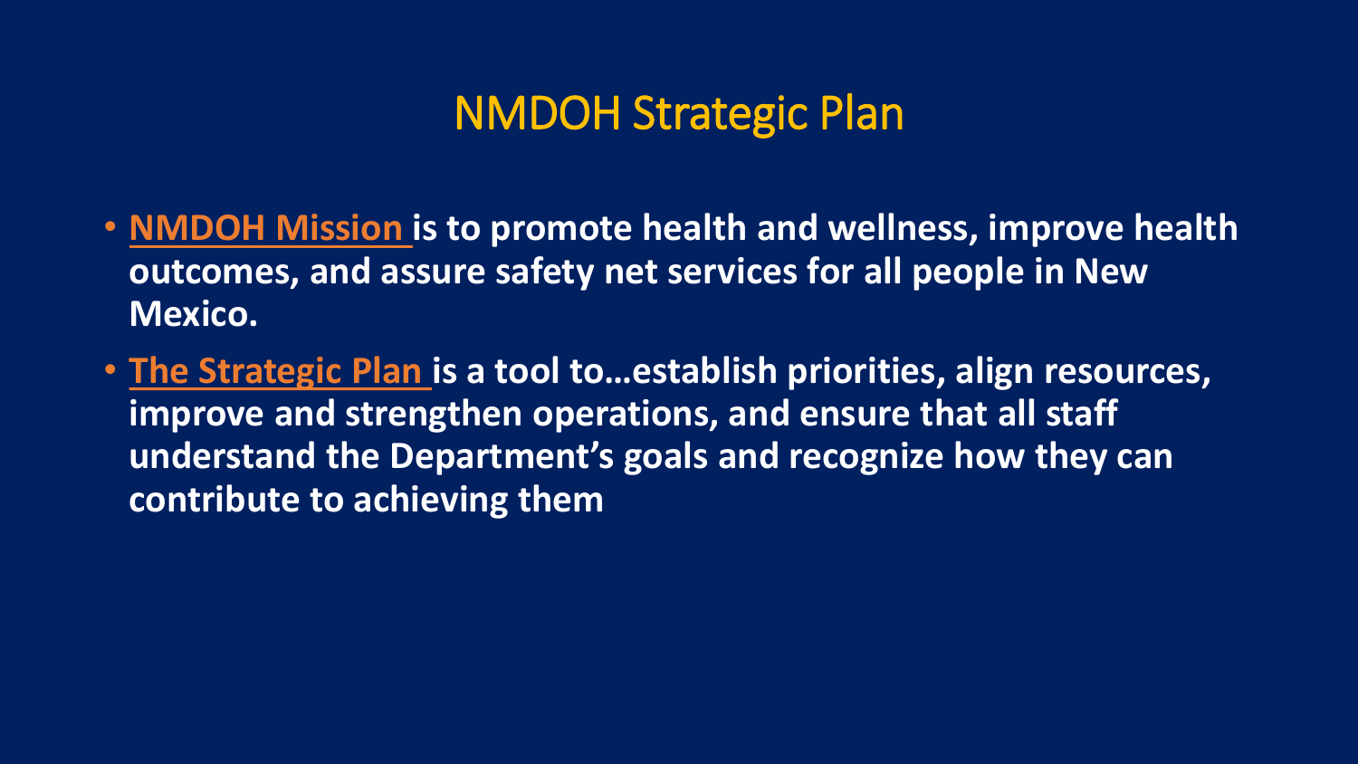# NMDOH Strategic Plan

- **NMDOH Mission is to promote health and wellness, improve health outcomes, and assure safety net services for all people in New Mexico.**
- **The Strategic Plan is a tool to…establish priorities, align resources, improve and strengthen operations, and ensure that all staff understand the Department's goals and recognize how they can contribute to achieving them**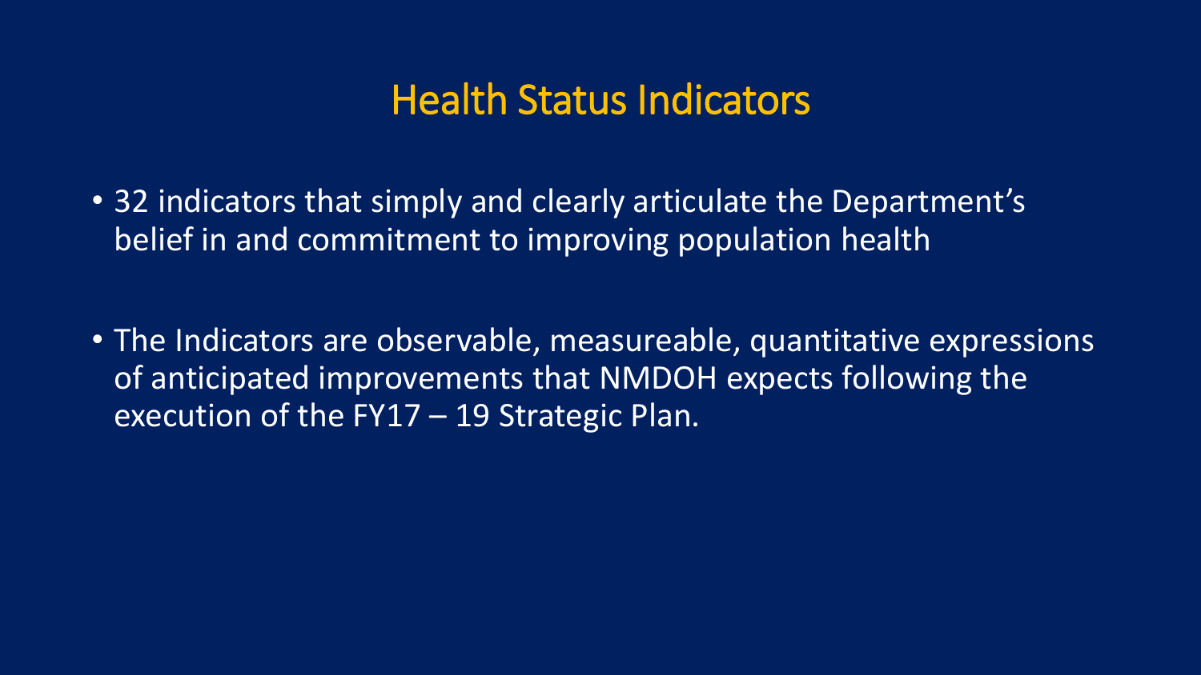# Health Status Indicators

- 32 indicators that simply and clearly articulate the Department's belief in and commitment to improving population health

- The Indicators are observable, measureable, quantitative expressions of anticipated improvements that NMDOH expects following the execution of the FY17 – 19 Strategic Plan.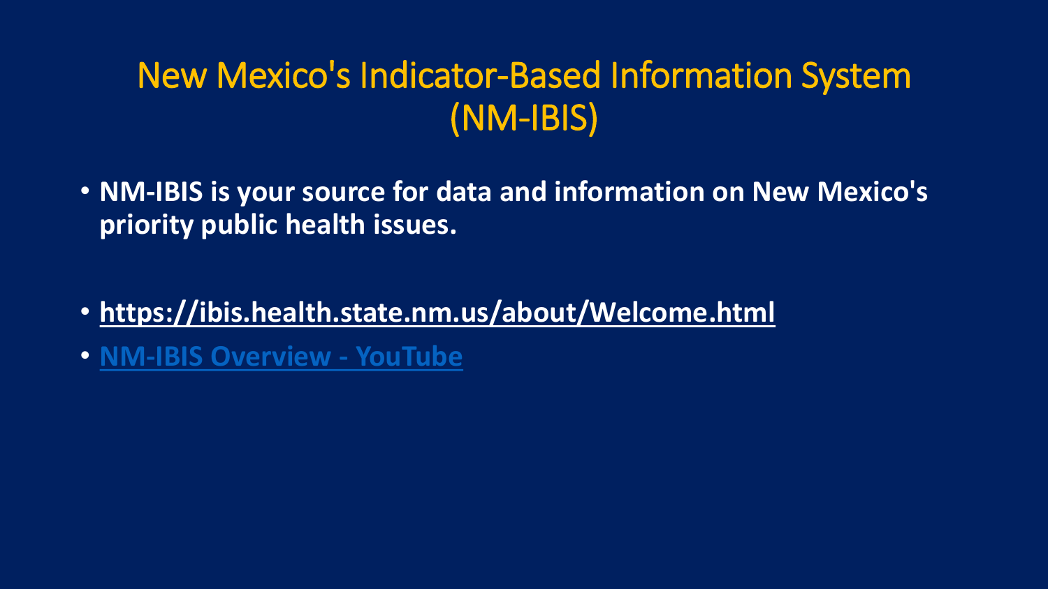# New Mexico's Indicator-Based Information System (NM-IBIS)

- **NM-IBIS is your source for data and information on New Mexico's priority public health issues.**

- **https://ibis.health.state.nm.us/about/Welcome.html**
- **NM-IBIS Overview - YouTube**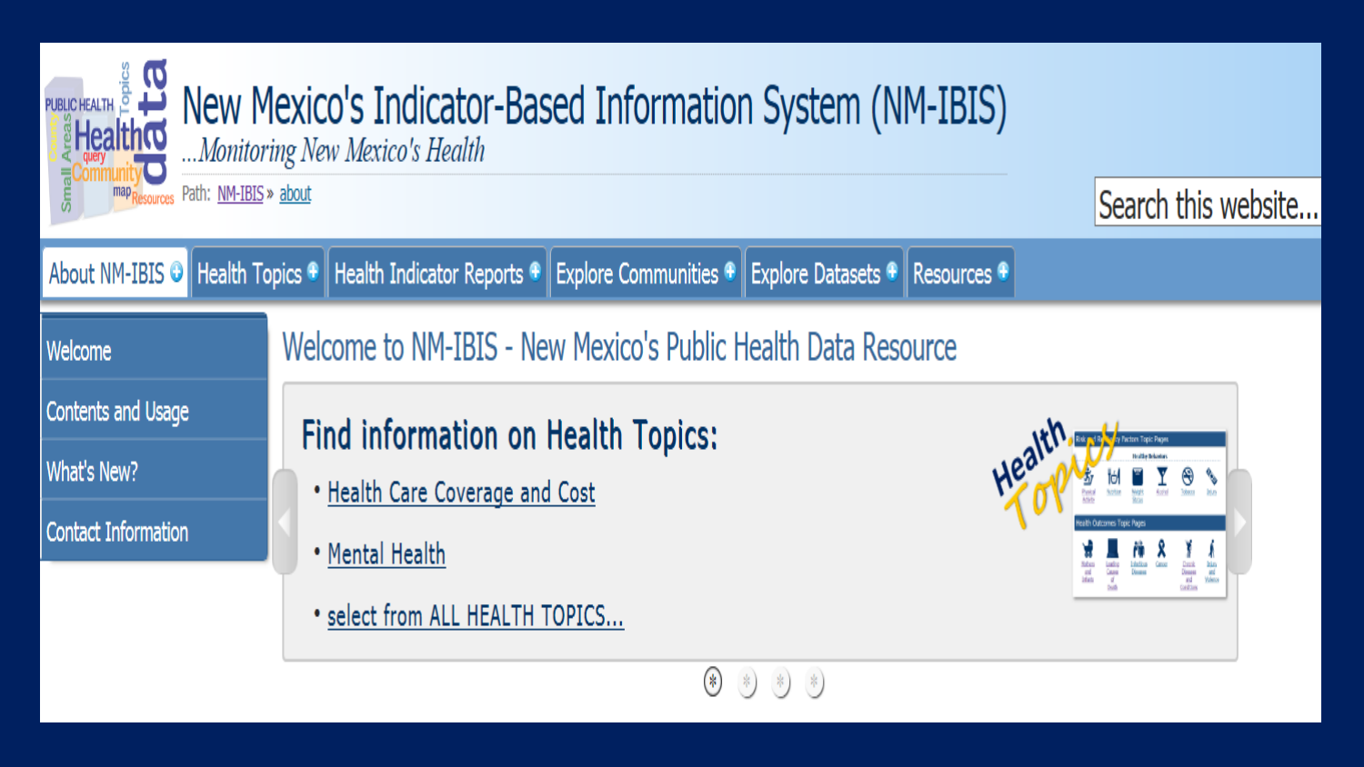# New Mexico's Indicator-Based Information System (NM-IBIS)

*...Monitoring New Mexico's Health*

Path: NM-IBIS » about

Search this website...

About NM-IBIS | Health Topics | Health Indicator Reports | Explore Communities | Explore Datasets | Resources

- Welcome
- Contents and Usage
- What's New?
- Contact Information

## Welcome to NM-IBIS - New Mexico's Public Health Data Resource

### Find information on Health Topics:

- Health Care Coverage and Cost
- Mental Health
- select from ALL HEALTH TOPICS...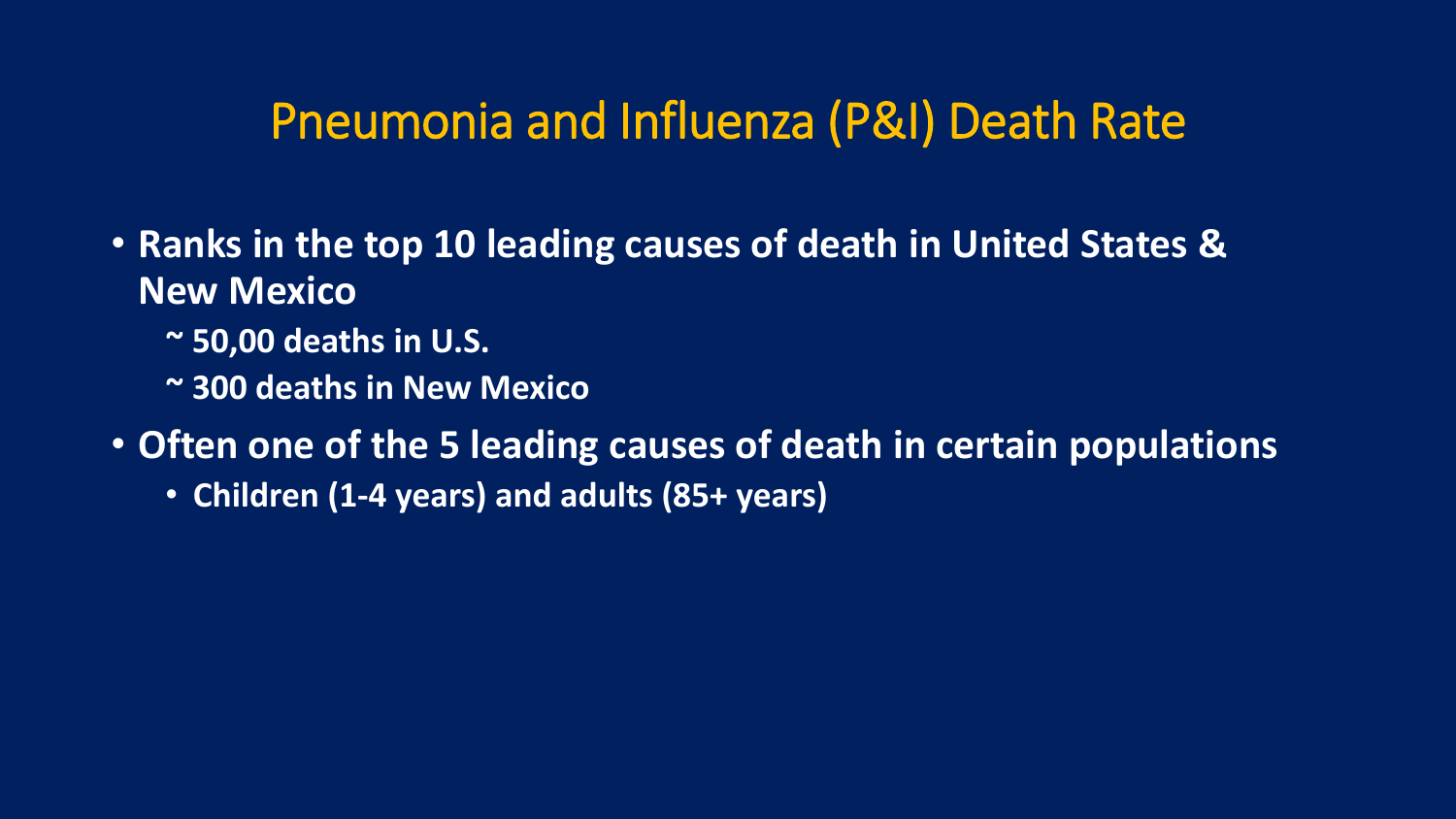# Pneumonia and Influenza (P&I) Death Rate

- **Ranks in the top 10 leading causes of death in United States & New Mexico**
  - **~ 50,00 deaths in U.S.**
  - **~ 300 deaths in New Mexico**
- **Often one of the 5 leading causes of death in certain populations**
  - **Children (1-4 years) and adults (85+ years)**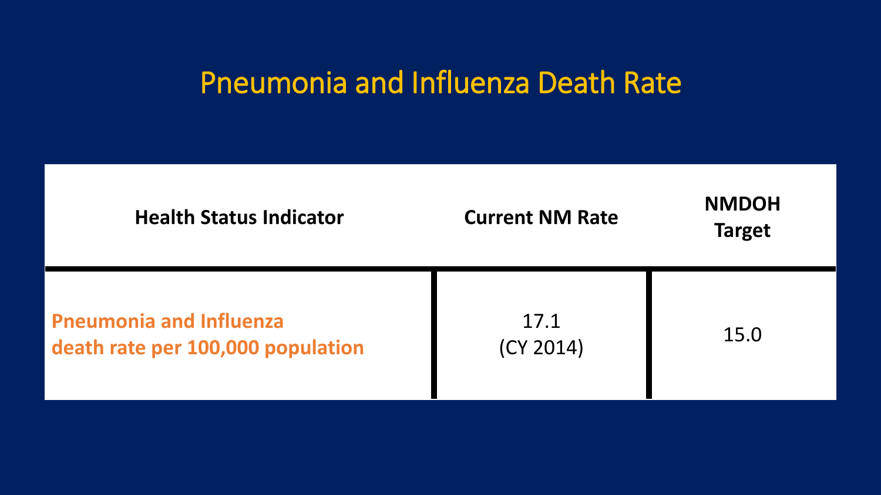# Pneumonia and Influenza Death Rate

| Health Status Indicator | Current NM Rate | NMDOH Target |
| --- | --- | --- |
| **Pneumonia and Influenza death rate per 100,000 population** | 17.1 (CY 2014) | 15.0 |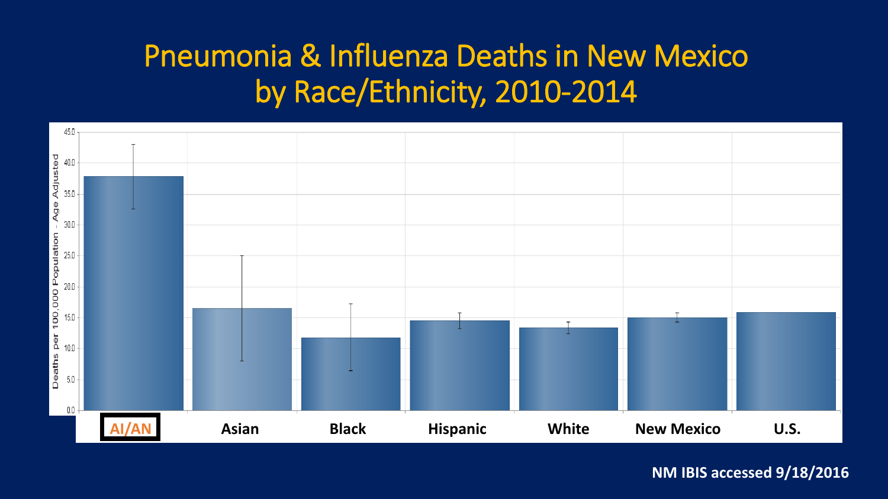# Pneumonia & Influenza Deaths in New Mexico by Race/Ethnicity, 2010-2014

Deaths per 100,000 Population - Age Adjusted

45.0
40.0
35.0
30.0
25.0
20.0
15.0
10.0
5.0
0.0

AI/AN | Asian | Black | Hispanic | White | New Mexico | U.S.

NM IBIS accessed 9/18/2016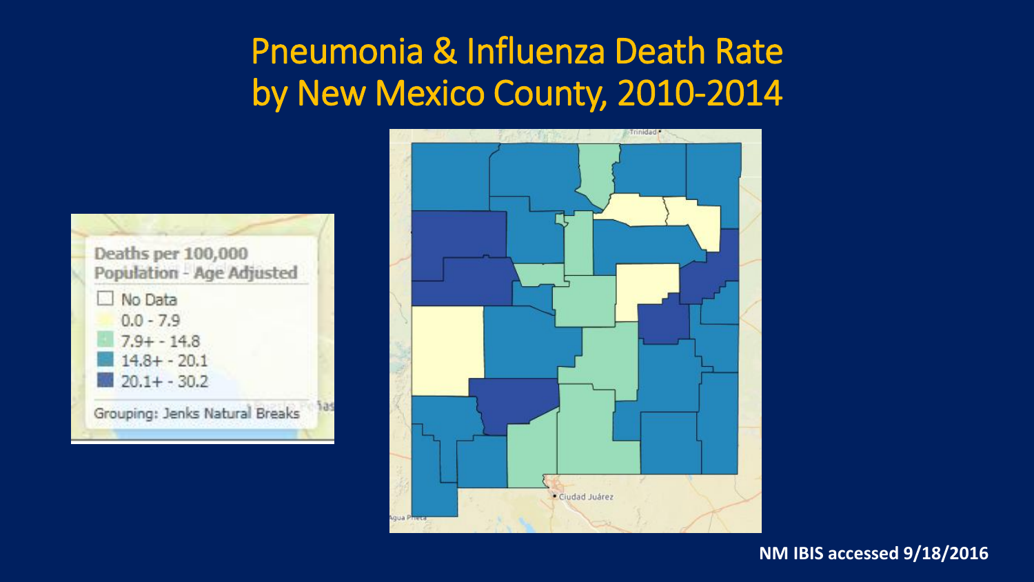# Pneumonia & Influenza Death Rate by New Mexico County, 2010-2014

**Deaths per 100,000 Population - Age Adjusted**

- No Data
- 0.0 - 7.9
- 7.9+ - 14.8
- 14.8+ - 20.1
- 20.1+ - 30.2

Grouping: Jenks Natural Breaks

**NM IBIS accessed 9/18/2016**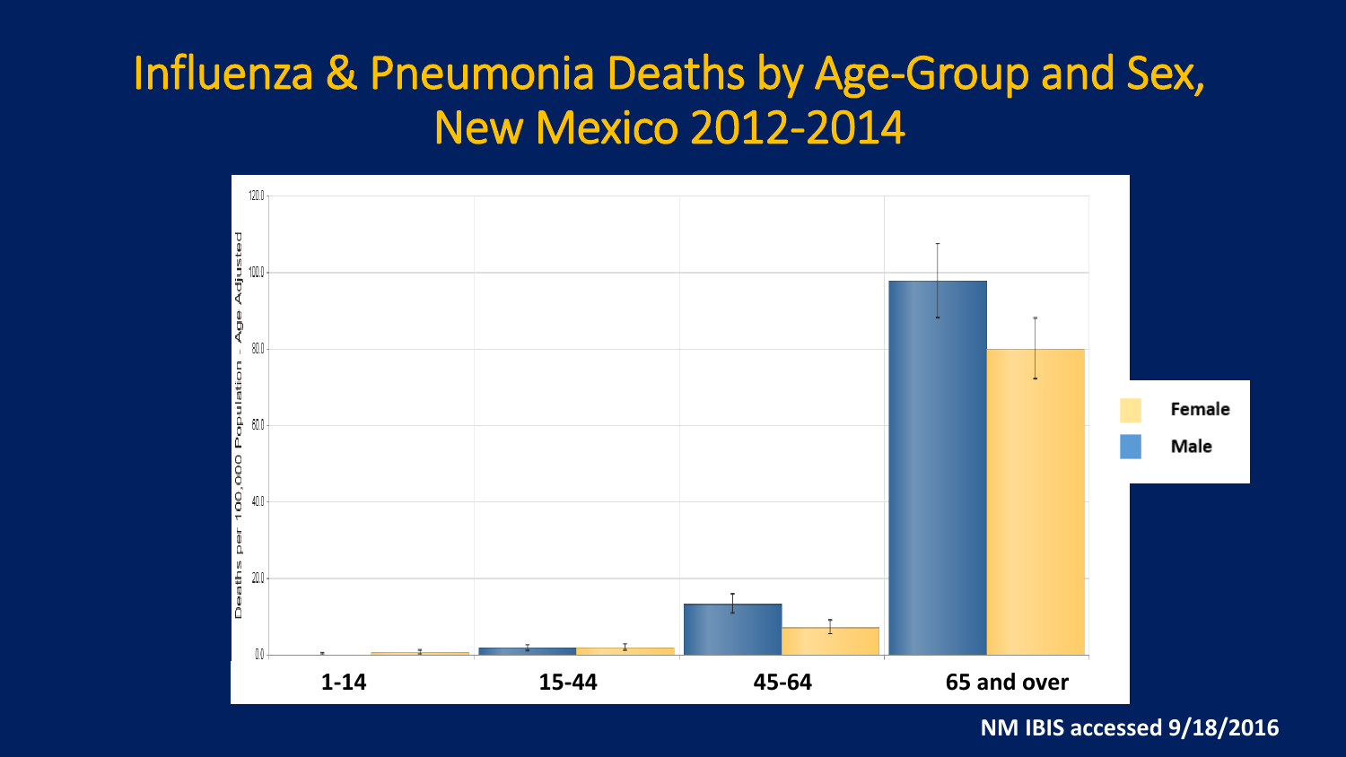# Influenza & Pneumonia Deaths by Age-Group and Sex, New Mexico 2012-2014

Deaths per 100,000 Population - Age Adjusted

120.0
100.0
80.0
60.0
40.0
20.0
0.0

1-14
15-44
45-64
65 and over

Female
Male

NM IBIS accessed 9/18/2016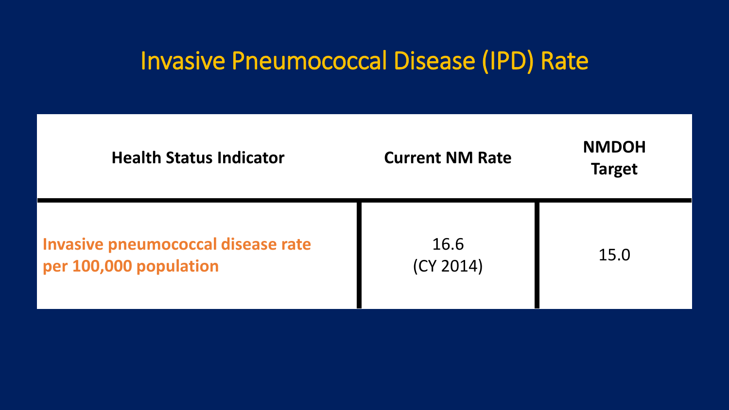# Invasive Pneumococcal Disease (IPD) Rate

| Health Status Indicator | Current NM Rate | NMDOH Target |
|---|---|---|
| **Invasive pneumococcal disease rate per 100,000 population** | 16.6 (CY 2014) | 15.0 |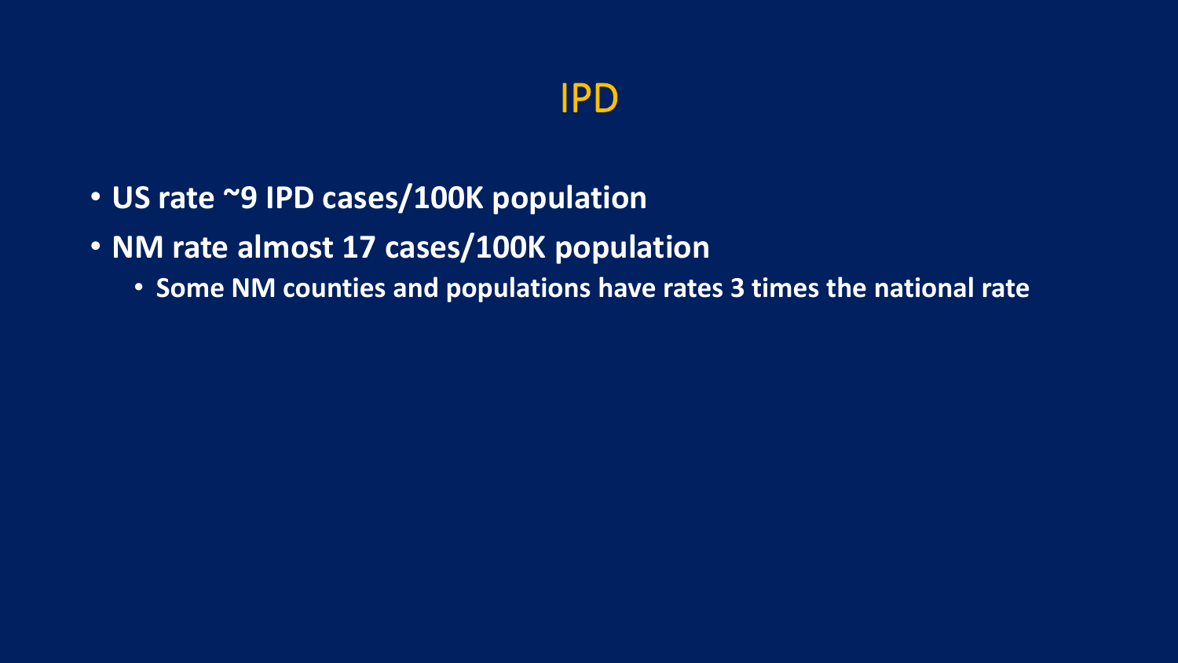# IPD

- **US rate ~9 IPD cases/100K population**
- **NM rate almost 17 cases/100K population**
  - **Some NM counties and populations have rates 3 times the national rate**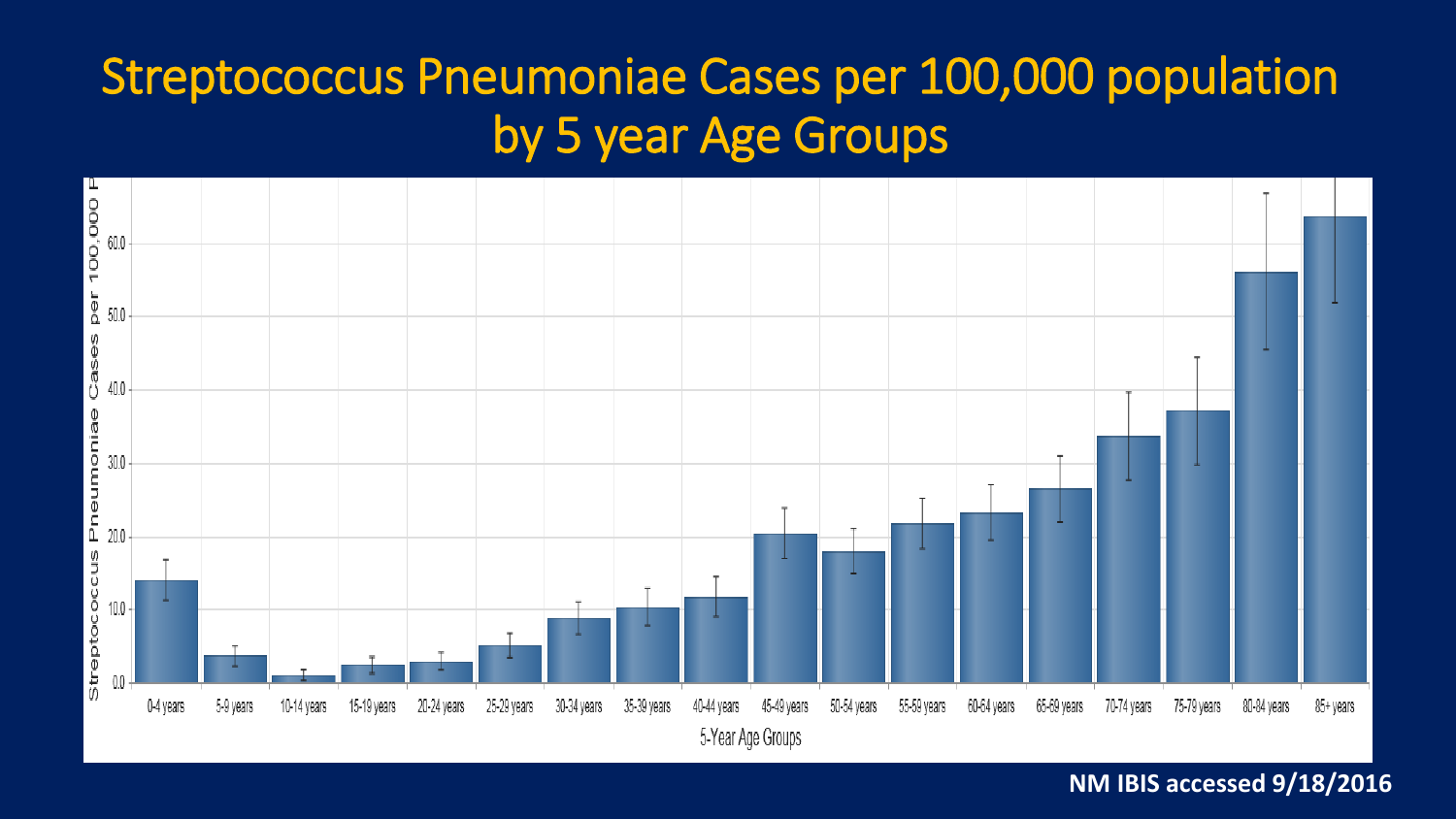# Streptococcus Pneumoniae Cases per 100,000 population by 5 year Age Groups

NM IBIS accessed 9/18/2016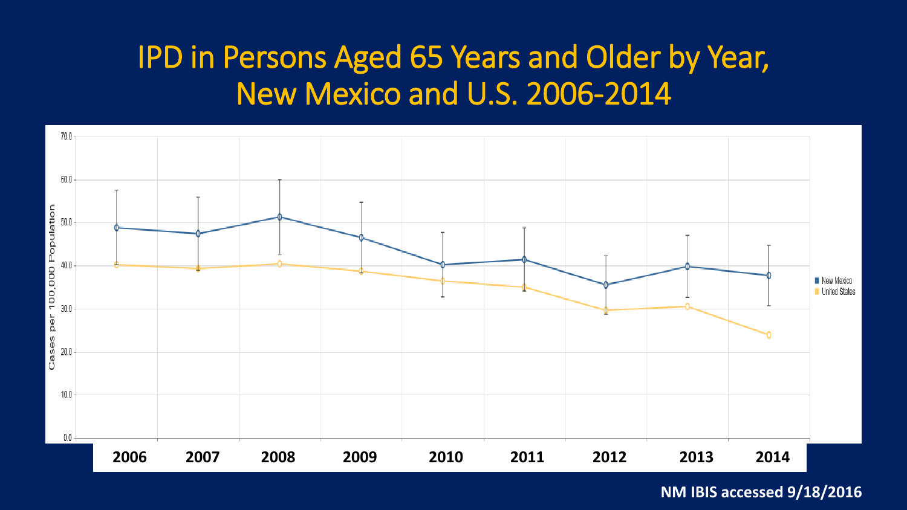# IPD in Persons Aged 65 Years and Older by Year, New Mexico and U.S. 2006-2014

Cases per 100,000 Population

70.0
60.0
50.0
40.0
30.0
20.0
10.0
0.0

2006 2007 2008 2009 2010 2011 2012 2013 2014

New Mexico
United States

NM IBIS accessed 9/18/2016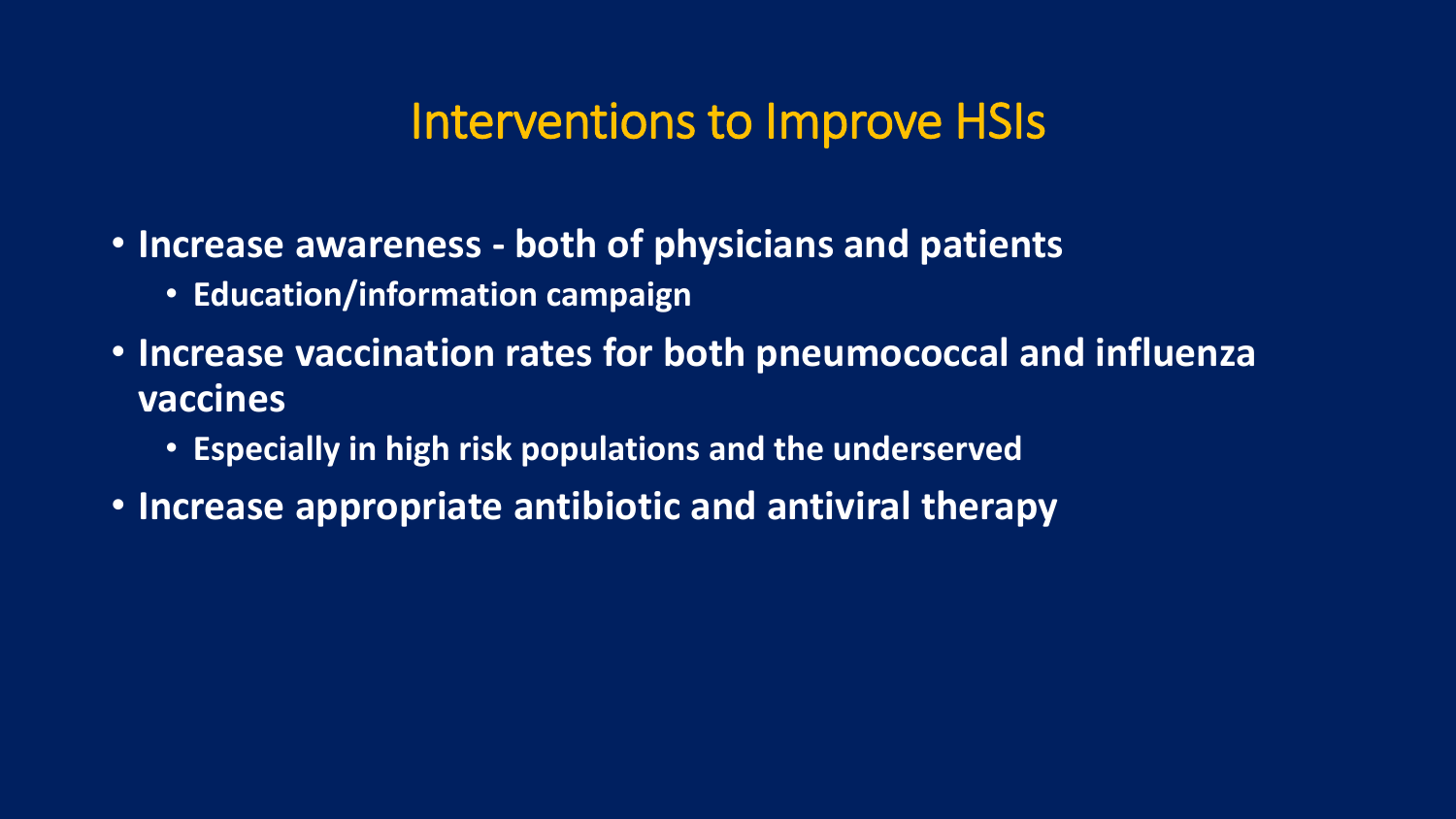# Interventions to Improve HSIs

- **Increase awareness - both of physicians and patients**
  - **Education/information campaign**
- **Increase vaccination rates for both pneumococcal and influenza vaccines**
  - **Especially in high risk populations and the underserved**
- **Increase appropriate antibiotic and antiviral therapy**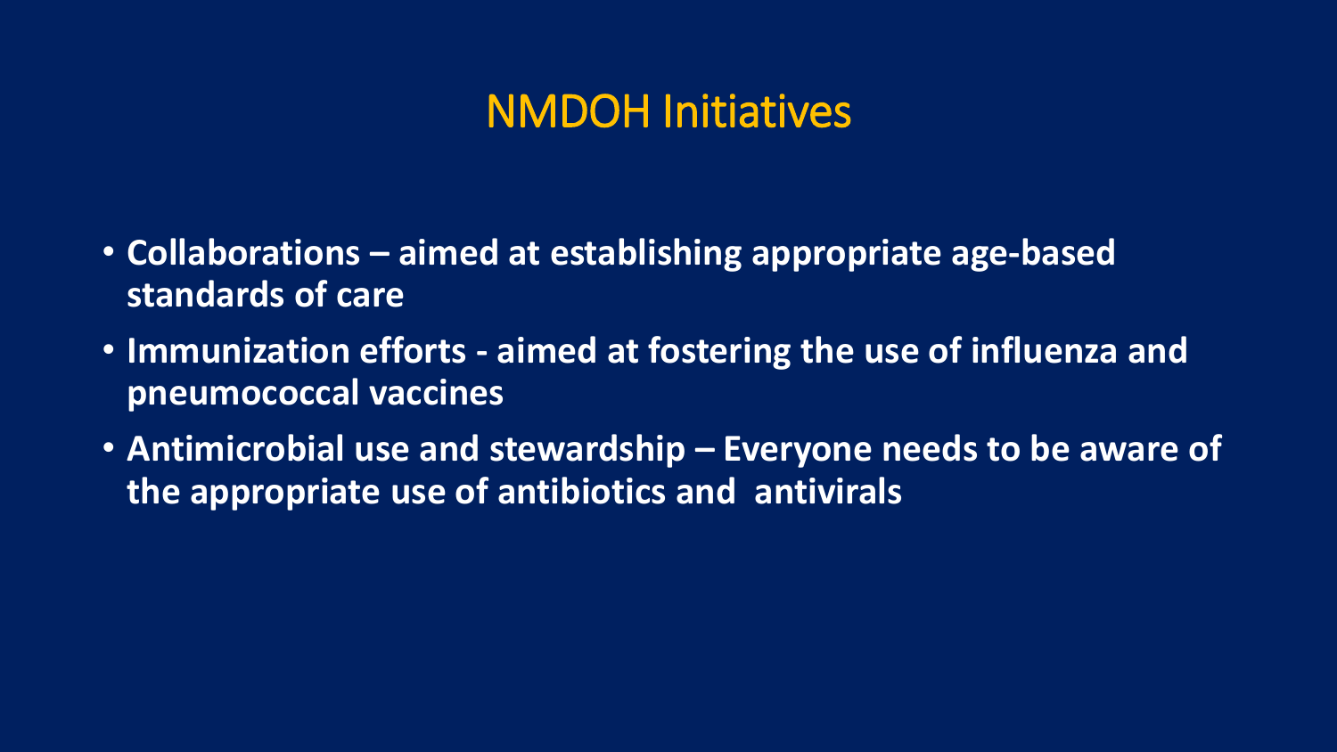# NMDOH Initiatives

- **Collaborations – aimed at establishing appropriate age-based standards of care**
- **Immunization efforts - aimed at fostering the use of influenza and pneumococcal vaccines**
- **Antimicrobial use and stewardship – Everyone needs to be aware of the appropriate use of antibiotics and antivirals**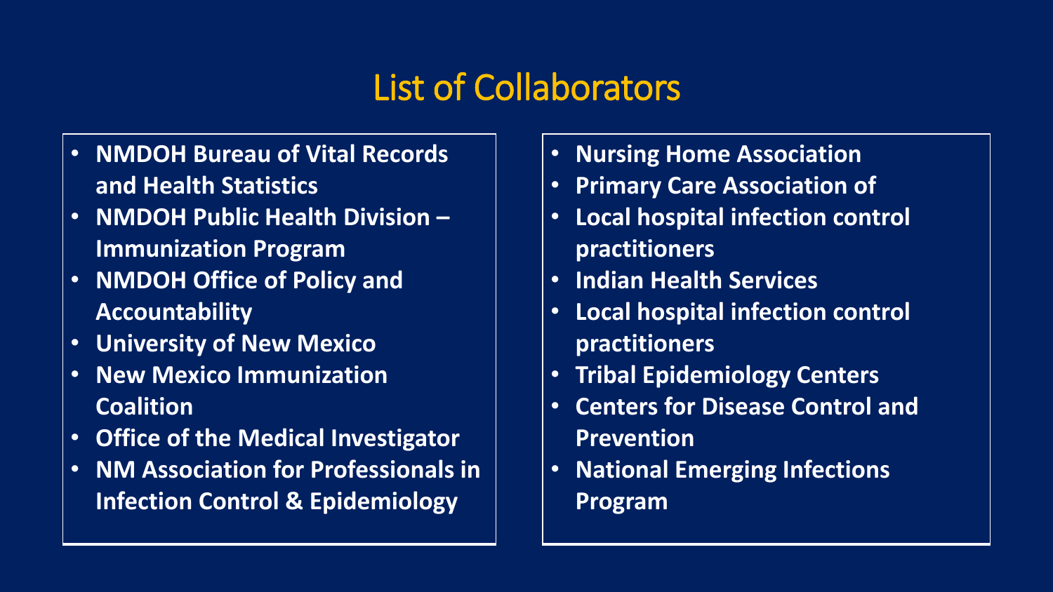# List of Collaborators

- **NMDOH Bureau of Vital Records and Health Statistics**
- **NMDOH Public Health Division – Immunization Program**
- **NMDOH Office of Policy and Accountability**
- **University of New Mexico**
- **New Mexico Immunization Coalition**
- **Office of the Medical Investigator**
- **NM Association for Professionals in Infection Control & Epidemiology**

- **Nursing Home Association**
- **Primary Care Association of**
- **Local hospital infection control practitioners**
- **Indian Health Services**
- **Local hospital infection control practitioners**
- **Tribal Epidemiology Centers**
- **Centers for Disease Control and Prevention**
- **National Emerging Infections Program**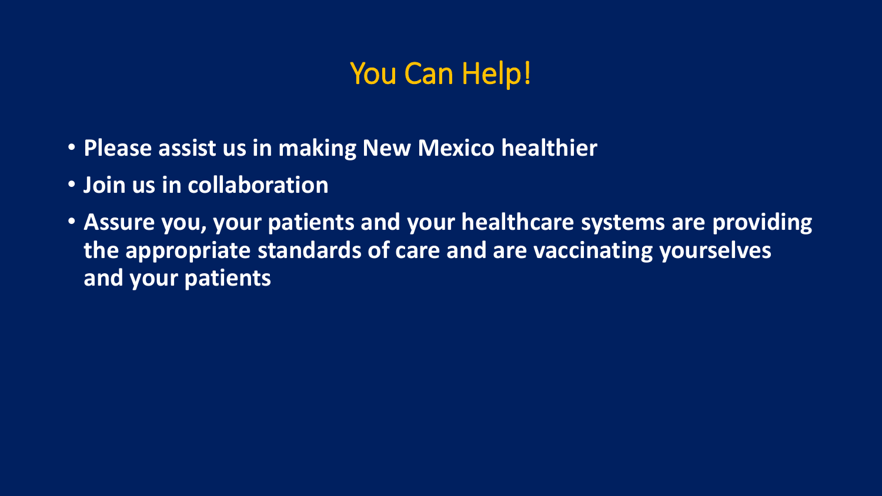# You Can Help!

- **Please assist us in making New Mexico healthier**
- **Join us in collaboration**
- **Assure you, your patients and your healthcare systems are providing the appropriate standards of care and are vaccinating yourselves and your patients**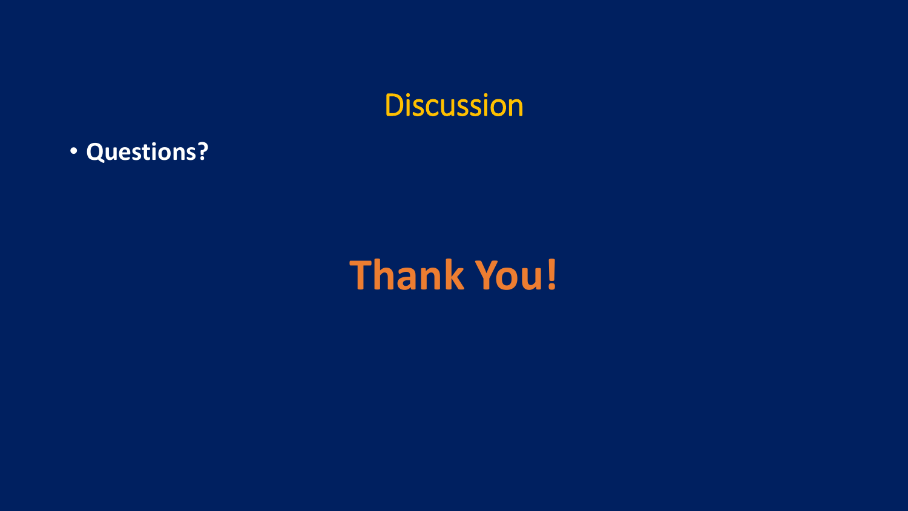# Discussion

- **Questions?**

**Thank You!**